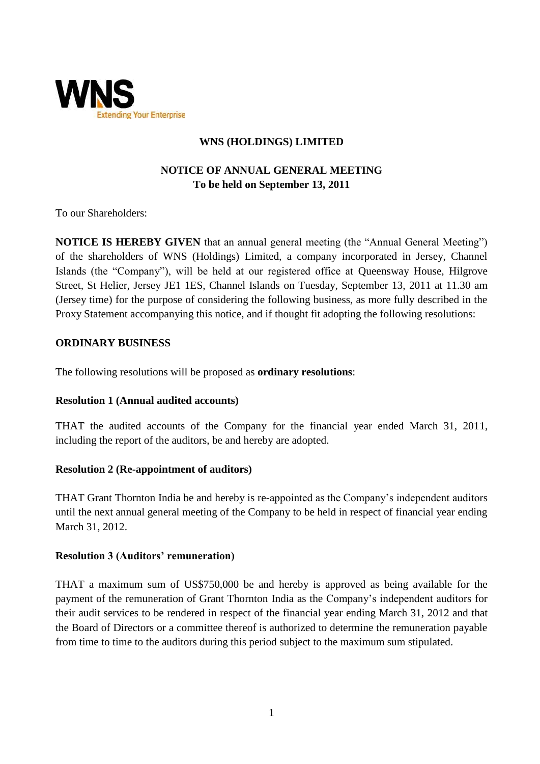# WNS (HOLDINGS) LIMITED

## NOTICE OF ANNUAL GENERAL MEETING
**To be held on September 13, 2011**

To our Shareholders:

**NOTICE IS HEREBY GIVEN** that an annual general meeting (the "Annual General Meeting") of the shareholders of WNS (Holdings) Limited, a company incorporated in Jersey, Channel Islands (the "Company"), will be held at our registered office at Queensway House, Hilgrove Street, St Helier, Jersey JE1 1ES, Channel Islands on Tuesday, September 13, 2011 at 11.30 am (Jersey time) for the purpose of considering the following business, as more fully described in the Proxy Statement accompanying this notice, and if thought fit adopting the following resolutions:

### ORDINARY BUSINESS

The following resolutions will be proposed as **ordinary resolutions**:

**Resolution 1 (Annual audited accounts)**

THAT the audited accounts of the Company for the financial year ended March 31, 2011, including the report of the auditors, be and hereby are adopted.

**Resolution 2 (Re-appointment of auditors)**

THAT Grant Thornton India be and hereby is re-appointed as the Company's independent auditors until the next annual general meeting of the Company to be held in respect of financial year ending March 31, 2012.

**Resolution 3 (Auditors' remuneration)**

THAT a maximum sum of US$750,000 be and hereby is approved as being available for the payment of the remuneration of Grant Thornton India as the Company's independent auditors for their audit services to be rendered in respect of the financial year ending March 31, 2012 and that the Board of Directors or a committee thereof is authorized to determine the remuneration payable from time to time to the auditors during this period subject to the maximum sum stipulated.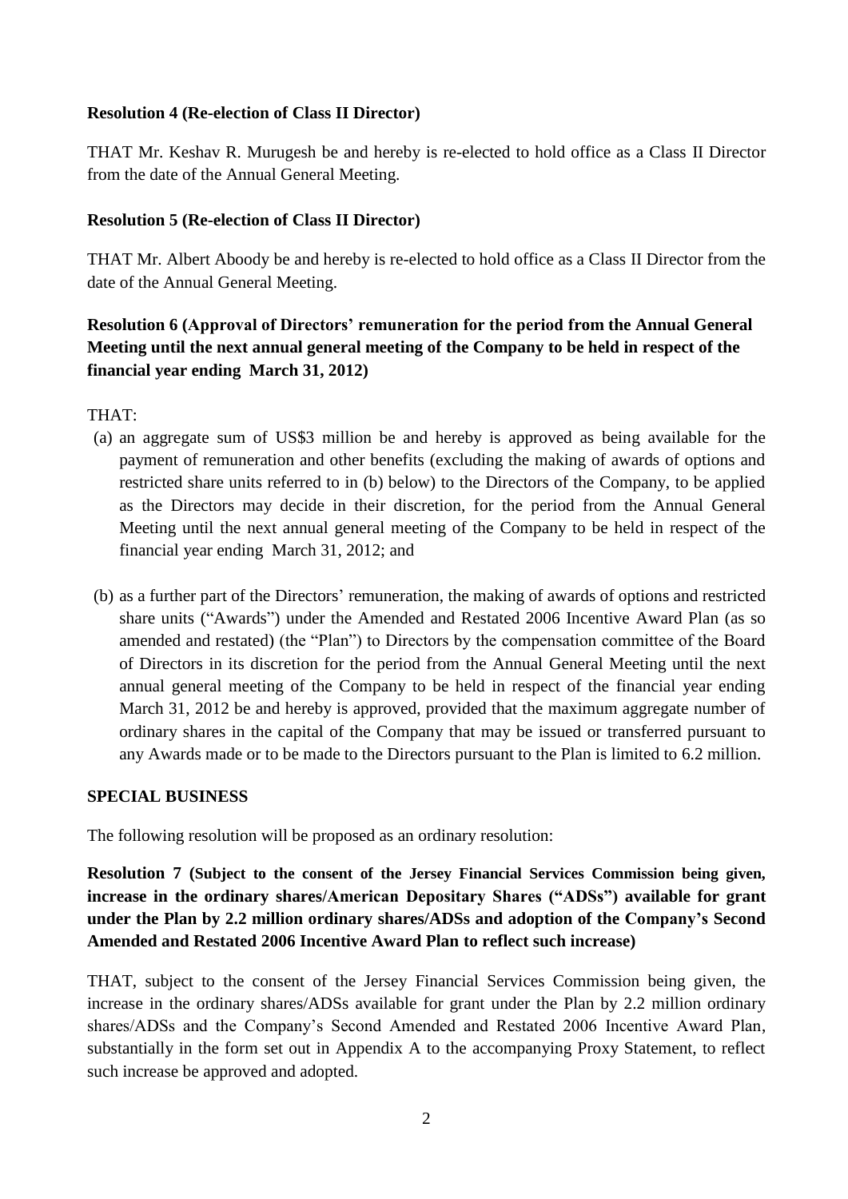**Resolution 4 (Re-election of Class II Director)**

THAT Mr. Keshav R. Murugesh be and hereby is re-elected to hold office as a Class II Director from the date of the Annual General Meeting.

**Resolution 5 (Re-election of Class II Director)**

THAT Mr. Albert Aboody be and hereby is re-elected to hold office as a Class II Director from the date of the Annual General Meeting.

**Resolution 6 (Approval of Directors' remuneration for the period from the Annual General Meeting until the next annual general meeting of the Company to be held in respect of the financial year ending March 31, 2012)**

THAT:

(a) an aggregate sum of US$3 million be and hereby is approved as being available for the payment of remuneration and other benefits (excluding the making of awards of options and restricted share units referred to in (b) below) to the Directors of the Company, to be applied as the Directors may decide in their discretion, for the period from the Annual General Meeting until the next annual general meeting of the Company to be held in respect of the financial year ending March 31, 2012; and

(b) as a further part of the Directors' remuneration, the making of awards of options and restricted share units ("Awards") under the Amended and Restated 2006 Incentive Award Plan (as so amended and restated) (the "Plan") to Directors by the compensation committee of the Board of Directors in its discretion for the period from the Annual General Meeting until the next annual general meeting of the Company to be held in respect of the financial year ending March 31, 2012 be and hereby is approved, provided that the maximum aggregate number of ordinary shares in the capital of the Company that may be issued or transferred pursuant to any Awards made or to be made to the Directors pursuant to the Plan is limited to 6.2 million.

**SPECIAL BUSINESS**

The following resolution will be proposed as an ordinary resolution:

**Resolution 7 (Subject to the consent of the Jersey Financial Services Commission being given, increase in the ordinary shares/American Depositary Shares ("ADSs") available for grant under the Plan by 2.2 million ordinary shares/ADSs and adoption of the Company's Second Amended and Restated 2006 Incentive Award Plan to reflect such increase)**

THAT, subject to the consent of the Jersey Financial Services Commission being given, the increase in the ordinary shares/ADSs available for grant under the Plan by 2.2 million ordinary shares/ADSs and the Company's Second Amended and Restated 2006 Incentive Award Plan, substantially in the form set out in Appendix A to the accompanying Proxy Statement, to reflect such increase be approved and adopted.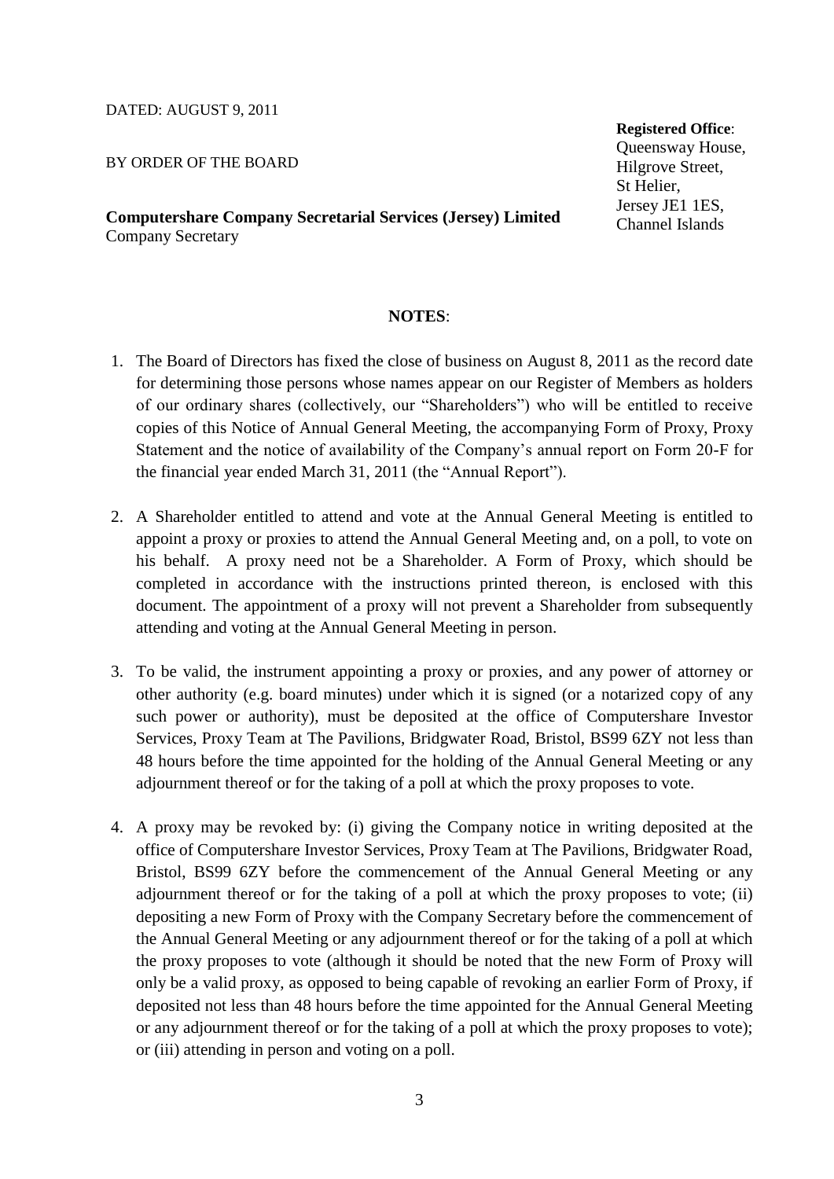DATED: AUGUST 9, 2011

BY ORDER OF THE BOARD

**Computershare Company Secretarial Services (Jersey) Limited**
Company Secretary

**Registered Office**:
Queensway House,
Hilgrove Street,
St Helier,
Jersey JE1 1ES,
Channel Islands

## NOTES:

1. The Board of Directors has fixed the close of business on August 8, 2011 as the record date for determining those persons whose names appear on our Register of Members as holders of our ordinary shares (collectively, our "Shareholders") who will be entitled to receive copies of this Notice of Annual General Meeting, the accompanying Form of Proxy, Proxy Statement and the notice of availability of the Company's annual report on Form 20-F for the financial year ended March 31, 2011 (the "Annual Report").

2. A Shareholder entitled to attend and vote at the Annual General Meeting is entitled to appoint a proxy or proxies to attend the Annual General Meeting and, on a poll, to vote on his behalf. A proxy need not be a Shareholder. A Form of Proxy, which should be completed in accordance with the instructions printed thereon, is enclosed with this document. The appointment of a proxy will not prevent a Shareholder from subsequently attending and voting at the Annual General Meeting in person.

3. To be valid, the instrument appointing a proxy or proxies, and any power of attorney or other authority (e.g. board minutes) under which it is signed (or a notarized copy of any such power or authority), must be deposited at the office of Computershare Investor Services, Proxy Team at The Pavilions, Bridgwater Road, Bristol, BS99 6ZY not less than 48 hours before the time appointed for the holding of the Annual General Meeting or any adjournment thereof or for the taking of a poll at which the proxy proposes to vote.

4. A proxy may be revoked by: (i) giving the Company notice in writing deposited at the office of Computershare Investor Services, Proxy Team at The Pavilions, Bridgwater Road, Bristol, BS99 6ZY before the commencement of the Annual General Meeting or any adjournment thereof or for the taking of a poll at which the proxy proposes to vote; (ii) depositing a new Form of Proxy with the Company Secretary before the commencement of the Annual General Meeting or any adjournment thereof or for the taking of a poll at which the proxy proposes to vote (although it should be noted that the new Form of Proxy will only be a valid proxy, as opposed to being capable of revoking an earlier Form of Proxy, if deposited not less than 48 hours before the time appointed for the Annual General Meeting or any adjournment thereof or for the taking of a poll at which the proxy proposes to vote); or (iii) attending in person and voting on a poll.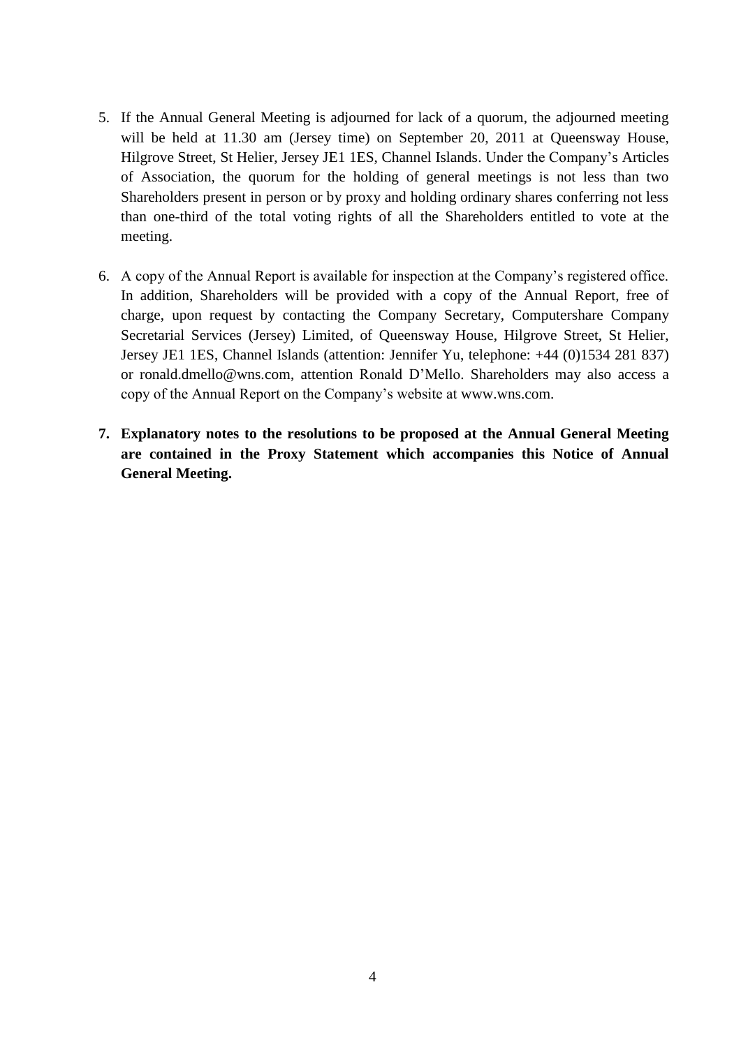5. If the Annual General Meeting is adjourned for lack of a quorum, the adjourned meeting will be held at 11.30 am (Jersey time) on September 20, 2011 at Queensway House, Hilgrove Street, St Helier, Jersey JE1 1ES, Channel Islands. Under the Company's Articles of Association, the quorum for the holding of general meetings is not less than two Shareholders present in person or by proxy and holding ordinary shares conferring not less than one-third of the total voting rights of all the Shareholders entitled to vote at the meeting.

6. A copy of the Annual Report is available for inspection at the Company's registered office. In addition, Shareholders will be provided with a copy of the Annual Report, free of charge, upon request by contacting the Company Secretary, Computershare Company Secretarial Services (Jersey) Limited, of Queensway House, Hilgrove Street, St Helier, Jersey JE1 1ES, Channel Islands (attention: Jennifer Yu, telephone: +44 (0)1534 281 837) or ronald.dmello@wns.com, attention Ronald D'Mello. Shareholders may also access a copy of the Annual Report on the Company's website at www.wns.com.

7. **Explanatory notes to the resolutions to be proposed at the Annual General Meeting are contained in the Proxy Statement which accompanies this Notice of Annual General Meeting.**